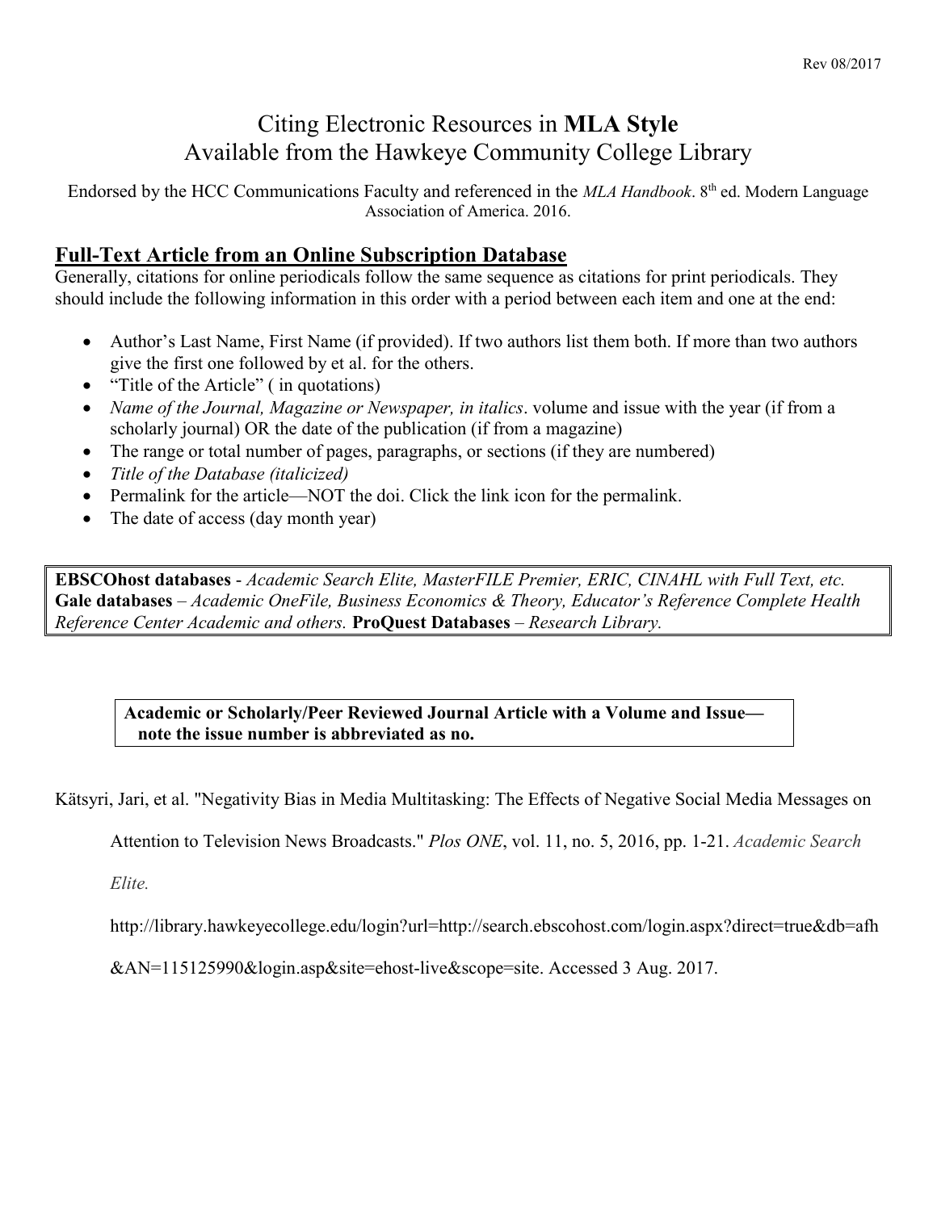# Citing Electronic Resources in **MLA Style**
## Available from the Hawkeye Community College Library

Endorsed by the HCC Communications Faculty and referenced in the *MLA Handbook*. 8th ed. Modern Language Association of America. 2016.

## Full-Text Article from an Online Subscription Database

Generally, citations for online periodicals follow the same sequence as citations for print periodicals. They should include the following information in this order with a period between each item and one at the end:

- Author's Last Name, First Name (if provided). If two authors list them both. If more than two authors give the first one followed by et al. for the others.
- "Title of the Article" ( in quotations)
- *Name of the Journal, Magazine or Newspaper, in italics*. volume and issue with the year (if from a scholarly journal) OR the date of the publication (if from a magazine)
- The range or total number of pages, paragraphs, or sections (if they are numbered)
- *Title of the Database (italicized)*
- Permalink for the article—NOT the doi. Click the link icon for the permalink.
- The date of access (day month year)

**EBSCOhost databases** - *Academic Search Elite, MasterFILE Premier, ERIC, CINAHL with Full Text, etc.* **Gale databases** – *Academic OneFile, Business Economics & Theory, Educator's Reference Complete Health Reference Center Academic and others.* **ProQuest Databases** – *Research Library.*

**Academic or Scholarly/Peer Reviewed Journal Article with a Volume and Issue—note the issue number is abbreviated as no.**

Kätsyri, Jari, et al. "Negativity Bias in Media Multitasking: The Effects of Negative Social Media Messages on Attention to Television News Broadcasts." *Plos ONE*, vol. 11, no. 5, 2016, pp. 1-21. *Academic Search Elite.* http://library.hawkeyecollege.edu/login?url=http://search.ebscohost.com/login.aspx?direct=true&db=afh&AN=115125990&login.asp&site=ehost-live&scope=site. Accessed 3 Aug. 2017.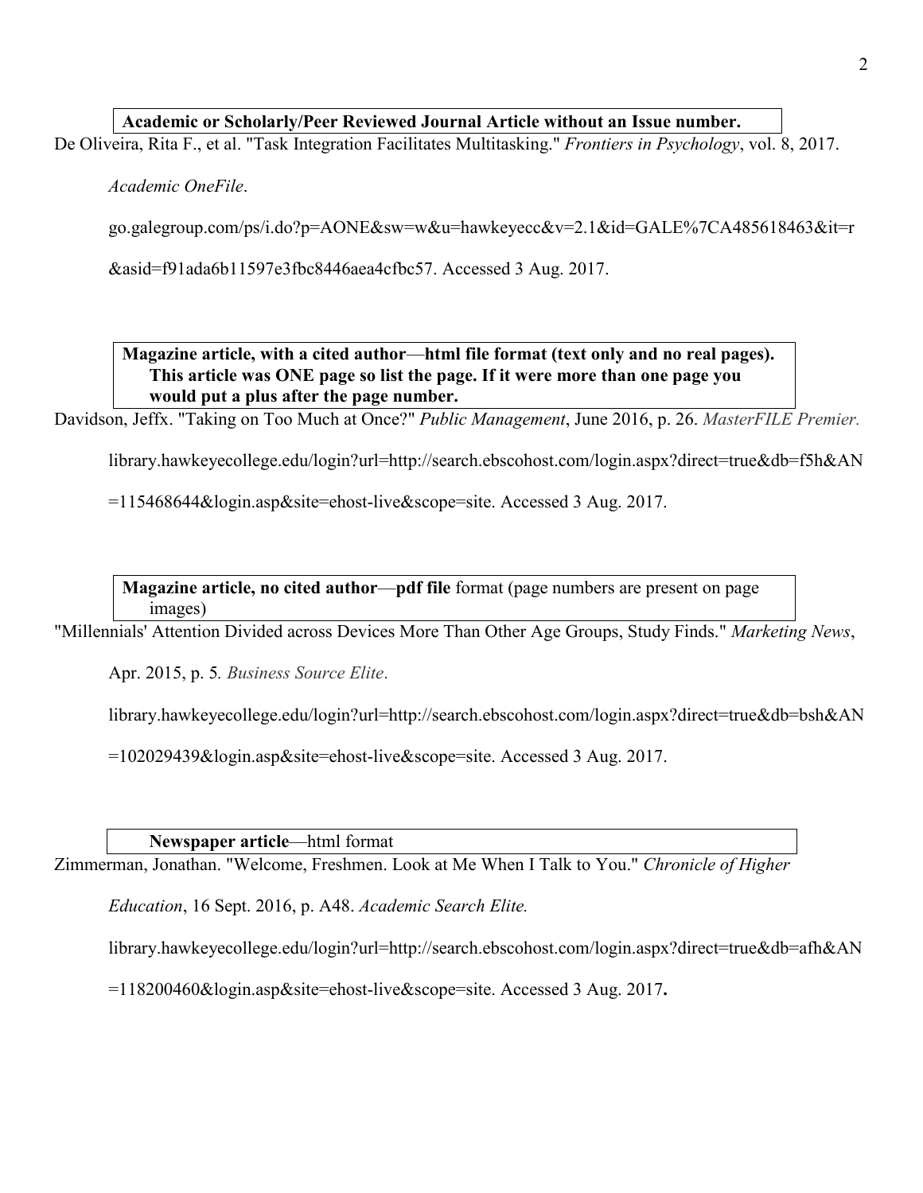**Academic or Scholarly/Peer Reviewed Journal Article without an Issue number.**

De Oliveira, Rita F., et al. "Task Integration Facilitates Multitasking." *Frontiers in Psychology*, vol. 8, 2017. *Academic OneFile*. go.galegroup.com/ps/i.do?p=AONE&sw=w&u=hawkeyecc&v=2.1&id=GALE%7CA485618463&it=r&asid=f91ada6b11597e3fbc8446aea4cfbc57. Accessed 3 Aug. 2017.

**Magazine article, with a cited author—html file format (text only and no real pages). This article was ONE page so list the page. If it were more than one page you would put a plus after the page number.**

Davidson, Jeffx. "Taking on Too Much at Once?" *Public Management*, June 2016, p. 26. *MasterFILE Premier.* library.hawkeyecollege.edu/login?url=http://search.ebscohost.com/login.aspx?direct=true&db=f5h&AN=115468644&login.asp&site=ehost-live&scope=site. Accessed 3 Aug. 2017.

**Magazine article, no cited author—pdf file** format (page numbers are present on page images)

"Millennials' Attention Divided across Devices More Than Other Age Groups, Study Finds." *Marketing News*, Apr. 2015, p. 5. *Business Source Elite*. library.hawkeyecollege.edu/login?url=http://search.ebscohost.com/login.aspx?direct=true&db=bsh&AN=102029439&login.asp&site=ehost-live&scope=site. Accessed 3 Aug. 2017.

**Newspaper article**—html format

Zimmerman, Jonathan. "Welcome, Freshmen. Look at Me When I Talk to You." *Chronicle of Higher Education*, 16 Sept. 2016, p. A48. *Academic Search Elite.* library.hawkeyecollege.edu/login?url=http://search.ebscohost.com/login.aspx?direct=true&db=afh&AN=118200460&login.asp&site=ehost-live&scope=site. Accessed 3 Aug. 2017.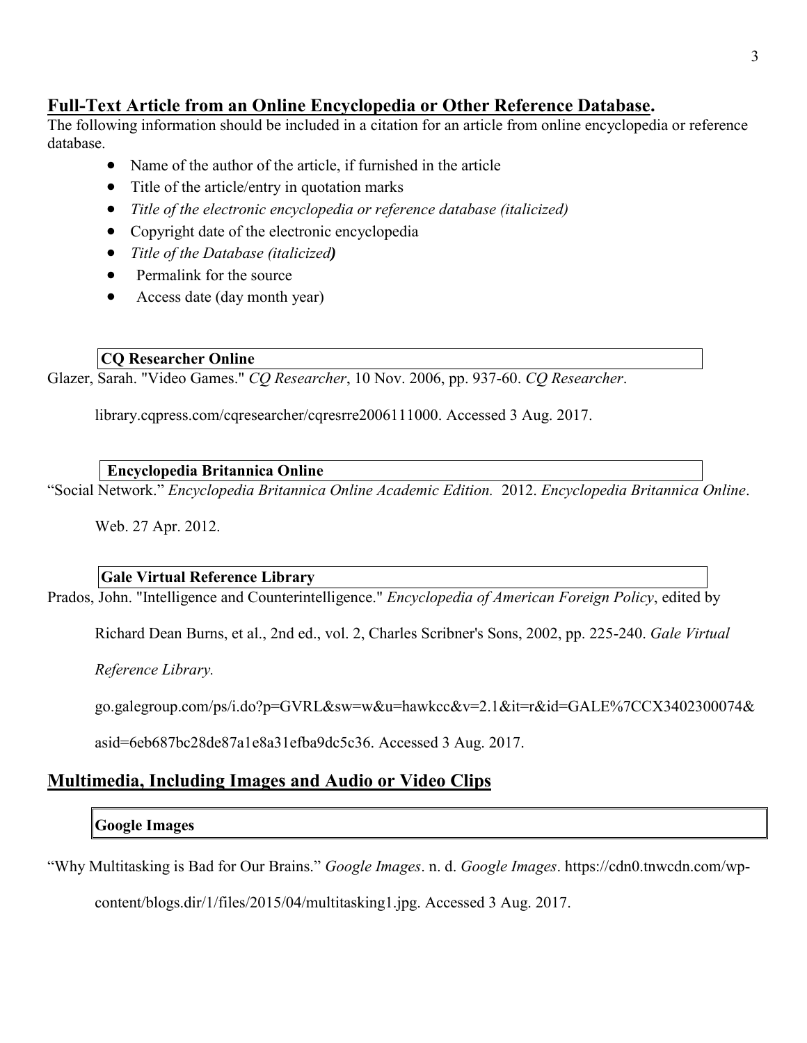## Full-Text Article from an Online Encyclopedia or Other Reference Database.

The following information should be included in a citation for an article from online encyclopedia or reference database.

- Name of the author of the article, if furnished in the article
- Title of the article/entry in quotation marks
- *Title of the electronic encyclopedia or reference database (italicized)*
- Copyright date of the electronic encyclopedia
- *Title of the Database (italicized)*
- Permalink for the source
- Access date (day month year)

**CQ Researcher Online**

Glazer, Sarah. "Video Games." *CQ Researcher*, 10 Nov. 2006, pp. 937-60. *CQ Researcher*. library.cqpress.com/cqresearcher/cqresrre2006111000. Accessed 3 Aug. 2017.

**Encyclopedia Britannica Online**

"Social Network." *Encyclopedia Britannica Online Academic Edition.* 2012. *Encyclopedia Britannica Online*. Web. 27 Apr. 2012.

**Gale Virtual Reference Library**

Prados, John. "Intelligence and Counterintelligence." *Encyclopedia of American Foreign Policy*, edited by Richard Dean Burns, et al., 2nd ed., vol. 2, Charles Scribner's Sons, 2002, pp. 225-240. *Gale Virtual Reference Library.* go.galegroup.com/ps/i.do?p=GVRL&sw=w&u=hawkcc&v=2.1&it=r&id=GALE%7CCX3402300074&asid=6eb687bc28de87a1e8a31efba9dc5c36. Accessed 3 Aug. 2017.

## Multimedia, Including Images and Audio or Video Clips

**Google Images**

"Why Multitasking is Bad for Our Brains." *Google Images*. n. d. *Google Images*. https://cdn0.tnwcdn.com/wp-content/blogs.dir/1/files/2015/04/multitasking1.jpg. Accessed 3 Aug. 2017.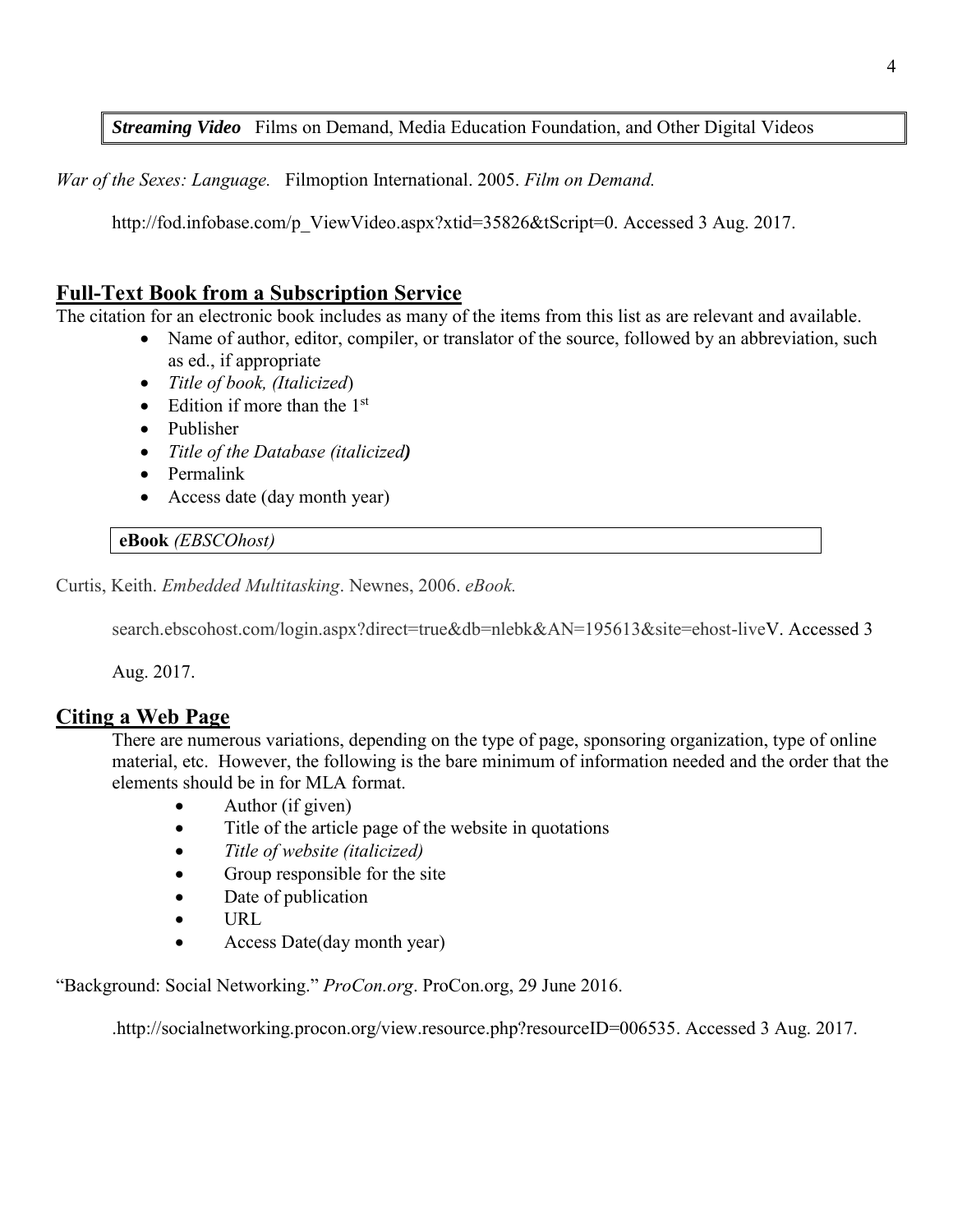***Streaming Video*** Films on Demand, Media Education Foundation, and Other Digital Videos

*War of the Sexes: Language.* Filmoption International. 2005. *Film on Demand.*

http://fod.infobase.com/p_ViewVideo.aspx?xtid=35826&tScript=0. Accessed 3 Aug. 2017.

## Full-Text Book from a Subscription Service

The citation for an electronic book includes as many of the items from this list as are relevant and available.

- Name of author, editor, compiler, or translator of the source, followed by an abbreviation, such as ed., if appropriate
- *Title of book, (Italicized*)
- Edition if more than the 1st
- Publisher
- *Title of the Database (italicized**)***
- Permalink
- Access date (day month year)

**eBook** *(EBSCOhost)*

Curtis, Keith. *Embedded Multitasking*. Newnes, 2006. *eBook.*

search.ebscohost.com/login.aspx?direct=true&db=nlebk&AN=195613&site=ehost-liveV. Accessed 3 Aug. 2017.

## Citing a Web Page

There are numerous variations, depending on the type of page, sponsoring organization, type of online material, etc. However, the following is the bare minimum of information needed and the order that the elements should be in for MLA format.

- Author (if given)
- Title of the article page of the website in quotations
- *Title of website (italicized)*
- Group responsible for the site
- Date of publication
- URL
- Access Date(day month year)

"Background: Social Networking." *ProCon.org*. ProCon.org, 29 June 2016.

.http://socialnetworking.procon.org/view.resource.php?resourceID=006535. Accessed 3 Aug. 2017.